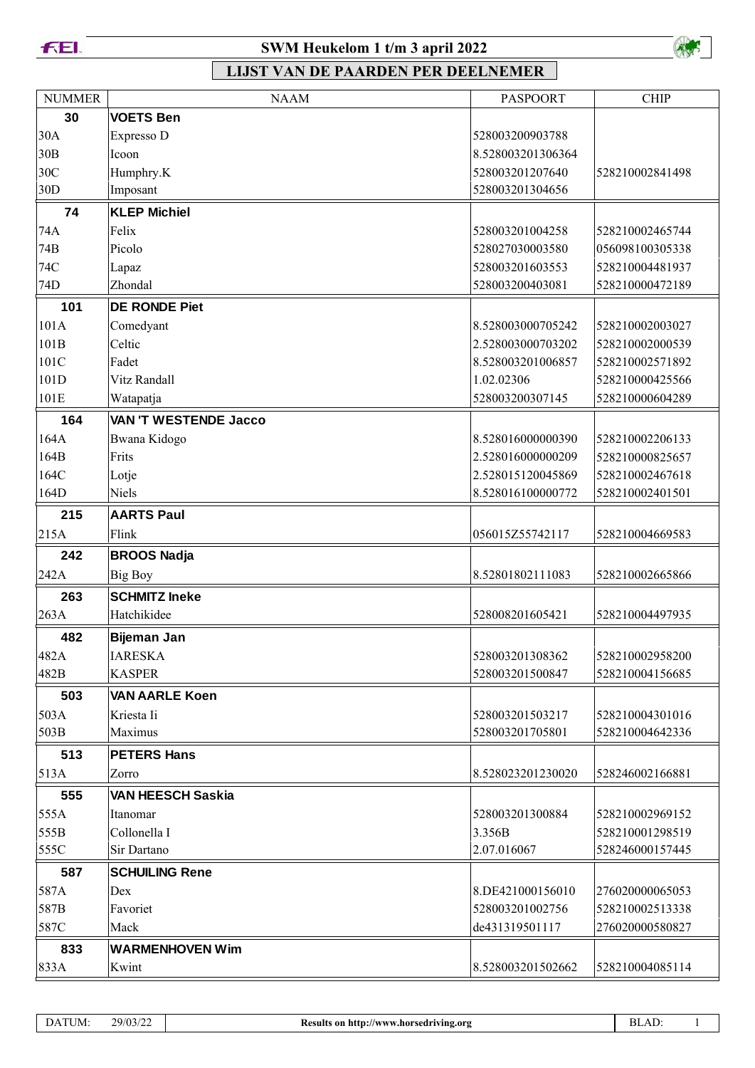# SWM Heukelom 1 t/m 3 april 2022

## LIJST VAN DE PAARDEN PER DEELNEMER

| NUMMER | NAAM | PASPOORT | CHIP |
|---|---|---|---|
| **30** | **VOETS Ben** | | |
| 30A | Expresso D | 528003200903788 | |
| 30B | Icoon | 8.528003201306364 | |
| 30C | Humphry.K | 528003201207640 | 528210002841498 |
| 30D | Imposant | 528003201304656 | |
| **74** | **KLEP Michiel** | | |
| 74A | Felix | 528003201004258 | 528210002465744 |
| 74B | Picolo | 528027030003580 | 056098100305338 |
| 74C | Lapaz | 528003201603553 | 528210004481937 |
| 74D | Zhondal | 528003200403081 | 528210000472189 |
| **101** | **DE RONDE Piet** | | |
| 101A | Comedyant | 8.528003000705242 | 528210002003027 |
| 101B | Celtic | 2.528003000703202 | 528210002000539 |
| 101C | Fadet | 8.528003201006857 | 528210002571892 |
| 101D | Vitz Randall | 1.02.02306 | 528210000425566 |
| 101E | Watapatja | 528003200307145 | 528210000604289 |
| **164** | **VAN 'T WESTENDE Jacco** | | |
| 164A | Bwana Kidogo | 8.528016000000390 | 528210002206133 |
| 164B | Frits | 2.528016000000209 | 528210000825657 |
| 164C | Lotje | 2.528015120045869 | 528210002467618 |
| 164D | Niels | 8.528016100000772 | 528210002401501 |
| **215** | **AARTS Paul** | | |
| 215A | Flink | 056015Z55742117 | 528210004669583 |
| **242** | **BROOS Nadja** | | |
| 242A | Big Boy | 8.52801802111083 | 528210002665866 |
| **263** | **SCHMITZ Ineke** | | |
| 263A | Hatchikidee | 528008201605421 | 528210004497935 |
| **482** | **Bijeman Jan** | | |
| 482A | IARESKA | 528003201308362 | 528210002958200 |
| 482B | KASPER | 528003201500847 | 528210004156685 |
| **503** | **VAN AARLE Koen** | | |
| 503A | Kriesta Ii | 528003201503217 | 528210004301016 |
| 503B | Maximus | 528003201705801 | 528210004642336 |
| **513** | **PETERS Hans** | | |
| 513A | Zorro | 8.528023201230020 | 528246002166881 |
| **555** | **VAN HEESCH Saskia** | | |
| 555A | Itanomar | 528003201300884 | 528210002969152 |
| 555B | Collonella I | 3.356B | 528210001298519 |
| 555C | Sir Dartano | 2.07.016067 | 528246000157445 |
| **587** | **SCHUILING Rene** | | |
| 587A | Dex | 8.DE421000156010 | 276020000065053 |
| 587B | Favoriet | 528003201002756 | 528210002513338 |
| 587C | Mack | de431319501117 | 276020000580827 |
| **833** | **WARMENHOVEN Wim** | | |
| 833A | Kwint | 8.528003201502662 | 528210004085114 |

DATUM: 29/03/22 — Results on http://www.horsedriving.org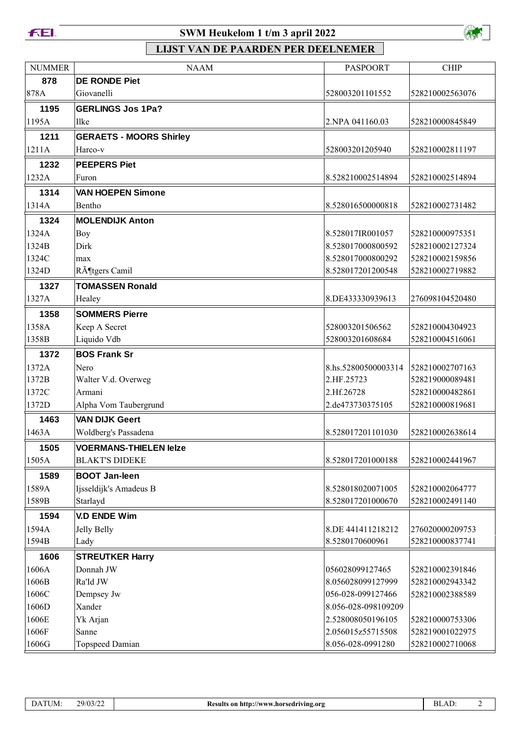# SWM Heukelom 1 t/m 3 april 2022

## LIJST VAN DE PAARDEN PER DEELNEMER

| NUMMER | NAAM | PASPOORT | CHIP |
|---|---|---|---|
| **878** | **DE RONDE Piet** | | |
| 878A | Giovanelli | 528003201101552 | 528210002563076 |
| **1195** | **GERLINGS Jos 1Pa?** | | |
| 1195A | Ilke | 2.NPA 041160.03 | 528210000845849 |
| **1211** | **GERAETS - MOORS Shirley** | | |
| 1211A | Harco-v | 528003201205940 | 528210002811197 |
| **1232** | **PEEPERS Piet** | | |
| 1232A | Furon | 8.528210002514894 | 528210002514894 |
| **1314** | **VAN HOEPEN Simone** | | |
| 1314A | Bentho | 8.528016500000818 | 528210002731482 |
| **1324** | **MOLENDIJK Anton** | | |
| 1324A | Boy | 8.528017IR001057 | 528210000975351 |
| 1324B | Dirk | 8.528017000800592 | 528210002127324 |
| 1324C | max | 8.528017000800292 | 528210002159856 |
| 1324D | RÃ¶tgers Camil | 8.528017201200548 | 528210002719882 |
| **1327** | **TOMASSEN Ronald** | | |
| 1327A | Healey | 8.DE433330939613 | 276098104520480 |
| **1358** | **SOMMERS Pierre** | | |
| 1358A | Keep A Secret | 528003201506562 | 528210004304923 |
| 1358B | Liquido Vdb | 528003201608684 | 528210004516061 |
| **1372** | **BOS Frank Sr** | | |
| 1372A | Nero | 8.hs.52800500003314 | 528210002707163 |
| 1372B | Walter V.d. Overweg | 2.HF.25723 | 528219000089481 |
| 1372C | Armani | 2.Hf.26728 | 528210000482861 |
| 1372D | Alpha Vom Taubergrund | 2.de473730375105 | 528210000819681 |
| **1463** | **VAN DIJK Geert** | | |
| 1463A | Woldberg's Passadena | 8.528017201101030 | 528210002638614 |
| **1505** | **VOERMANS-THIELEN Ielze** | | |
| 1505A | BLAKT'S DIDEKE | 8.528017201000188 | 528210002441967 |
| **1589** | **BOOT Jan-leen** | | |
| 1589A | Ijsseldijk's Amadeus B | 8.528018020071005 | 528210002064777 |
| 1589B | Starlayd | 8.528017201000670 | 528210002491140 |
| **1594** | **V.D ENDE Wim** | | |
| 1594A | Jelly Belly | 8.DE 441411218212 | 276020000209753 |
| 1594B | Lady | 8.5280170600961 | 528210000837741 |
| **1606** | **STREUTKER Harry** | | |
| 1606A | Donnah JW | 056028099127465 | 528210002391846 |
| 1606B | Ra'Id JW | 8.056028099127999 | 528210002943342 |
| 1606C | Dempsey Jw | 056-028-099127466 | 528210002388589 |
| 1606D | Xander | 8.056-028-098109209 | |
| 1606E | Yk Arjan | 2.528008050196105 | 528210000753306 |
| 1606F | Sanne | 2.056015z55715508 | 528219001022975 |
| 1606G | Topspeed Damian | 8.056-028-0991280 | 528210002710068 |

DATUM: 29/03/22 | Results on http://www.horsedriving.org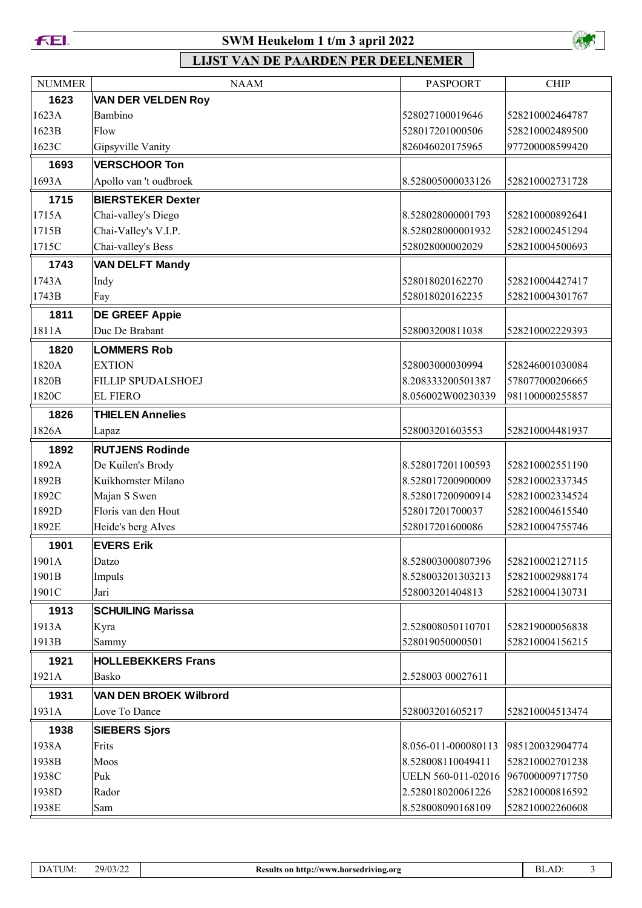# SWM Heukelom 1 t/m 3 april 2022

## LIJST VAN DE PAARDEN PER DEELNEMER

| NUMMER | NAAM | PASPOORT | CHIP |
|---|---|---|---|
| **1623** | **VAN DER VELDEN Roy** | | |
| 1623A | Bambino | 528027100019646 | 528210002464787 |
| 1623B | Flow | 528017201000506 | 528210002489500 |
| 1623C | Gipsyville Vanity | 826046020175965 | 977200008599420 |
| **1693** | **VERSCHOOR Ton** | | |
| 1693A | Apollo van 't oudbroek | 8.528005000033126 | 528210002731728 |
| **1715** | **BIERSTEKER Dexter** | | |
| 1715A | Chai-valley's Diego | 8.528028000001793 | 528210000892641 |
| 1715B | Chai-Valley's V.I.P. | 8.528028000001932 | 528210002451294 |
| 1715C | Chai-valley's Bess | 528028000002029 | 528210004500693 |
| **1743** | **VAN DELFT Mandy** | | |
| 1743A | Indy | 528018020162270 | 528210004427417 |
| 1743B | Fay | 528018020162235 | 528210004301767 |
| **1811** | **DE GREEF Appie** | | |
| 1811A | Duc De Brabant | 528003200811038 | 528210002229393 |
| **1820** | **LOMMERS Rob** | | |
| 1820A | EXTION | 528003000030994 | 528246001030084 |
| 1820B | FILLIP SPUDALSHOEJ | 8.208333200501387 | 578077000206665 |
| 1820C | EL FIERO | 8.056002W00230339 | 981100000255857 |
| **1826** | **THIELEN Annelies** | | |
| 1826A | Lapaz | 528003201603553 | 528210004481937 |
| **1892** | **RUTJENS Rodinde** | | |
| 1892A | De Kuilen's Brody | 8.528017201100593 | 528210002551190 |
| 1892B | Kuikhornster Milano | 8.528017200900009 | 528210002337345 |
| 1892C | Majan S Swen | 8.528017200900914 | 528210002334524 |
| 1892D | Floris van den Hout | 528017201700037 | 528210004615540 |
| 1892E | Heide's berg Alves | 528017201600086 | 528210004755746 |
| **1901** | **EVERS Erik** | | |
| 1901A | Datzo | 8.528003000807396 | 528210002127115 |
| 1901B | Impuls | 8.528003201303213 | 528210002988174 |
| 1901C | Jari | 528003201404813 | 528210004130731 |
| **1913** | **SCHUILING Marissa** | | |
| 1913A | Kyra | 2.528008050110701 | 528219000056838 |
| 1913B | Sammy | 528019050000501 | 528210004156215 |
| **1921** | **HOLLEBEKKERS Frans** | | |
| 1921A | Basko | 2.528003 00027611 | |
| **1931** | **VAN DEN BROEK Wilbrord** | | |
| 1931A | Love To Dance | 528003201605217 | 528210004513474 |
| **1938** | **SIEBERS Sjors** | | |
| 1938A | Frits | 8.056-011-000080113 | 985120032904774 |
| 1938B | Moos | 8.528008110049411 | 528210002701238 |
| 1938C | Puk | UELN 560-011-02016 | 967000009717750 |
| 1938D | Rador | 2.528018020061226 | 528210000816592 |
| 1938E | Sam | 8.528008090168109 | 528210002260608 |

DATUM: 29/03/22 | Results on http://www.horsedriving.org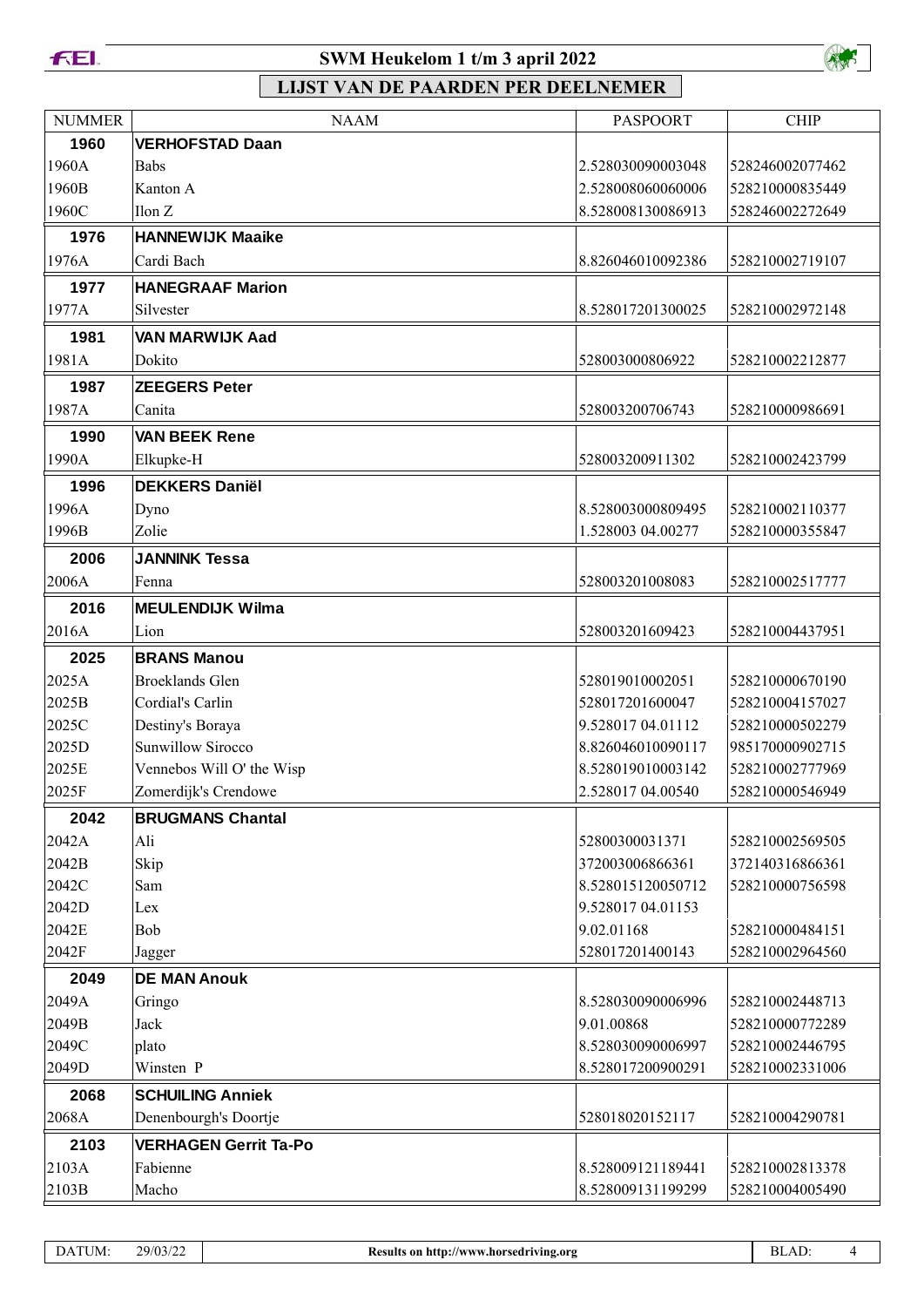# SWM Heukelom 1 t/m 3 april 2022

## LIJST VAN DE PAARDEN PER DEELNEMER

| NUMMER | NAAM | PASPOORT | CHIP |
|---|---|---|---|
| **1960** | **VERHOFSTAD Daan** | | |
| 1960A | Babs | 2.528030090003048 | 528246002077462 |
| 1960B | Kanton A | 2.528008060060006 | 528210000835449 |
| 1960C | Ilon Z | 8.528008130086913 | 528246002272649 |
| **1976** | **HANNEWIJK Maaike** | | |
| 1976A | Cardi Bach | 8.826046010092386 | 528210002719107 |
| **1977** | **HANEGRAAF Marion** | | |
| 1977A | Silvester | 8.528017201300025 | 528210002972148 |
| **1981** | **VAN MARWIJK Aad** | | |
| 1981A | Dokito | 528003000806922 | 528210002212877 |
| **1987** | **ZEEGERS Peter** | | |
| 1987A | Canita | 528003200706743 | 528210000986691 |
| **1990** | **VAN BEEK Rene** | | |
| 1990A | Elkupke-H | 528003200911302 | 528210002423799 |
| **1996** | **DEKKERS Daniël** | | |
| 1996A | Dyno | 8.528003000809495 | 528210002110377 |
| 1996B | Zolie | 1.528003 04.00277 | 528210000355847 |
| **2006** | **JANNINK Tessa** | | |
| 2006A | Fenna | 528003201008083 | 528210002517777 |
| **2016** | **MEULENDIJK Wilma** | | |
| 2016A | Lion | 528003201609423 | 528210004437951 |
| **2025** | **BRANS Manou** | | |
| 2025A | Broeklands Glen | 528019010002051 | 528210000670190 |
| 2025B | Cordial's Carlin | 528017201600047 | 528210004157027 |
| 2025C | Destiny's Boraya | 9.528017 04.01112 | 528210000502279 |
| 2025D | Sunwillow Sirocco | 8.826046010090117 | 985170000902715 |
| 2025E | Vennebos Will O' the Wisp | 8.528019010003142 | 528210002777969 |
| 2025F | Zomerdijk's Crendowe | 2.528017 04.00540 | 528210000546949 |
| **2042** | **BRUGMANS Chantal** | | |
| 2042A | Ali | 52800300031371 | 528210002569505 |
| 2042B | Skip | 372003006866361 | 372140316866361 |
| 2042C | Sam | 8.528015120050712 | 528210000756598 |
| 2042D | Lex | 9.528017 04.01153 | |
| 2042E | Bob | 9.02.01168 | 528210000484151 |
| 2042F | Jagger | 528017201400143 | 528210002964560 |
| **2049** | **DE MAN Anouk** | | |
| 2049A | Gringo | 8.528030090006996 | 528210002448713 |
| 2049B | Jack | 9.01.00868 | 528210000772289 |
| 2049C | plato | 8.528030090006997 | 528210002446795 |
| 2049D | Winsten P | 8.528017200900291 | 528210002331006 |
| **2068** | **SCHUILING Anniek** | | |
| 2068A | Denenbourgh's Doortje | 528018020152117 | 528210004290781 |
| **2103** | **VERHAGEN Gerrit Ta-Po** | | |
| 2103A | Fabienne | 8.528009121189441 | 528210002813378 |
| 2103B | Macho | 8.528009131199299 | 528210004005490 |

DATUM: 29/03/22 — Results on http://www.horsedriving.org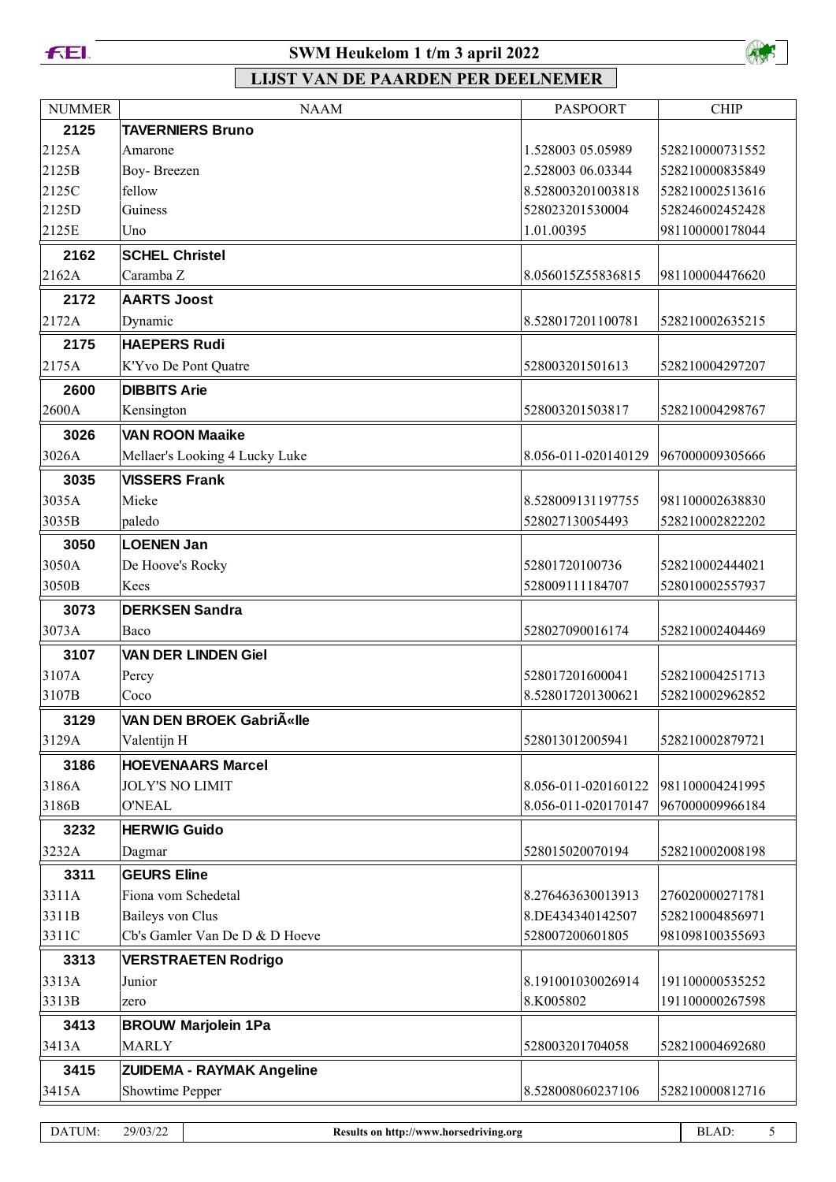## SWM Heukelom 1 t/m 3 april 2022

### LIJST VAN DE PAARDEN PER DEELNEMER

| NUMMER | NAAM | PASPOORT | CHIP |
|---|---|---|---|
| **2125** | **TAVERNIERS Bruno** | | |
| 2125A | Amarone | 1.528003 05.05989 | 528210000731552 |
| 2125B | Boy- Breezen | 2.528003 06.03344 | 528210000835849 |
| 2125C | fellow | 8.528003201003818 | 528210002513616 |
| 2125D | Guiness | 528023201530004 | 528246002452428 |
| 2125E | Uno | 1.01.00395 | 981100000178044 |
| **2162** | **SCHEL Christel** | | |
| 2162A | Caramba Z | 8.056015Z55836815 | 981100004476620 |
| **2172** | **AARTS Joost** | | |
| 2172A | Dynamic | 8.528017201100781 | 528210002635215 |
| **2175** | **HAEPERS Rudi** | | |
| 2175A | K'Yvo De Pont Quatre | 528003201501613 | 528210004297207 |
| **2600** | **DIBBITS Arie** | | |
| 2600A | Kensington | 528003201503817 | 528210004298767 |
| **3026** | **VAN ROON Maaike** | | |
| 3026A | Mellaer's Looking 4 Lucky Luke | 8.056-011-020140129 | 967000009305666 |
| **3035** | **VISSERS Frank** | | |
| 3035A | Mieke | 8.528009131197755 | 981100002638830 |
| 3035B | paledo | 528027130054493 | 528210002822202 |
| **3050** | **LOENEN Jan** | | |
| 3050A | De Hoove's Rocky | 52801720100736 | 528210002444021 |
| 3050B | Kees | 528009111184707 | 528010002557937 |
| **3073** | **DERKSEN Sandra** | | |
| 3073A | Baco | 528027090016174 | 528210002404469 |
| **3107** | **VAN DER LINDEN Giel** | | |
| 3107A | Percy | 528017201600041 | 528210004251713 |
| 3107B | Coco | 8.528017201300621 | 528210002962852 |
| **3129** | **VAN DEN BROEK GabriÃ«lle** | | |
| 3129A | Valentijn H | 528013012005941 | 528210002879721 |
| **3186** | **HOEVENAARS Marcel** | | |
| 3186A | JOLY'S NO LIMIT | 8.056-011-020160122 | 981100004241995 |
| 3186B | O'NEAL | 8.056-011-020170147 | 967000009966184 |
| **3232** | **HERWIG Guido** | | |
| 3232A | Dagmar | 528015020070194 | 528210002008198 |
| **3311** | **GEURS Eline** | | |
| 3311A | Fiona vom Schedetal | 8.276463630013913 | 276020000271781 |
| 3311B | Baileys von Clus | 8.DE434340142507 | 528210004856971 |
| 3311C | Cb's Gamler Van De D & D Hoeve | 528007200601805 | 981098100355693 |
| **3313** | **VERSTRAETEN Rodrigo** | | |
| 3313A | Junior | 8.191001030026914 | 191100000535252 |
| 3313B | zero | 8.K005802 | 191100000267598 |
| **3413** | **BROUW Marjolein 1Pa** | | |
| 3413A | MARLY | 528003201704058 | 528210004692680 |
| **3415** | **ZUIDEMA - RAYMAK Angeline** | | |
| 3415A | Showtime Pepper | 8.528008060237106 | 528210000812716 |

DATUM: 29/03/22 | Results on http://www.horsedriving.org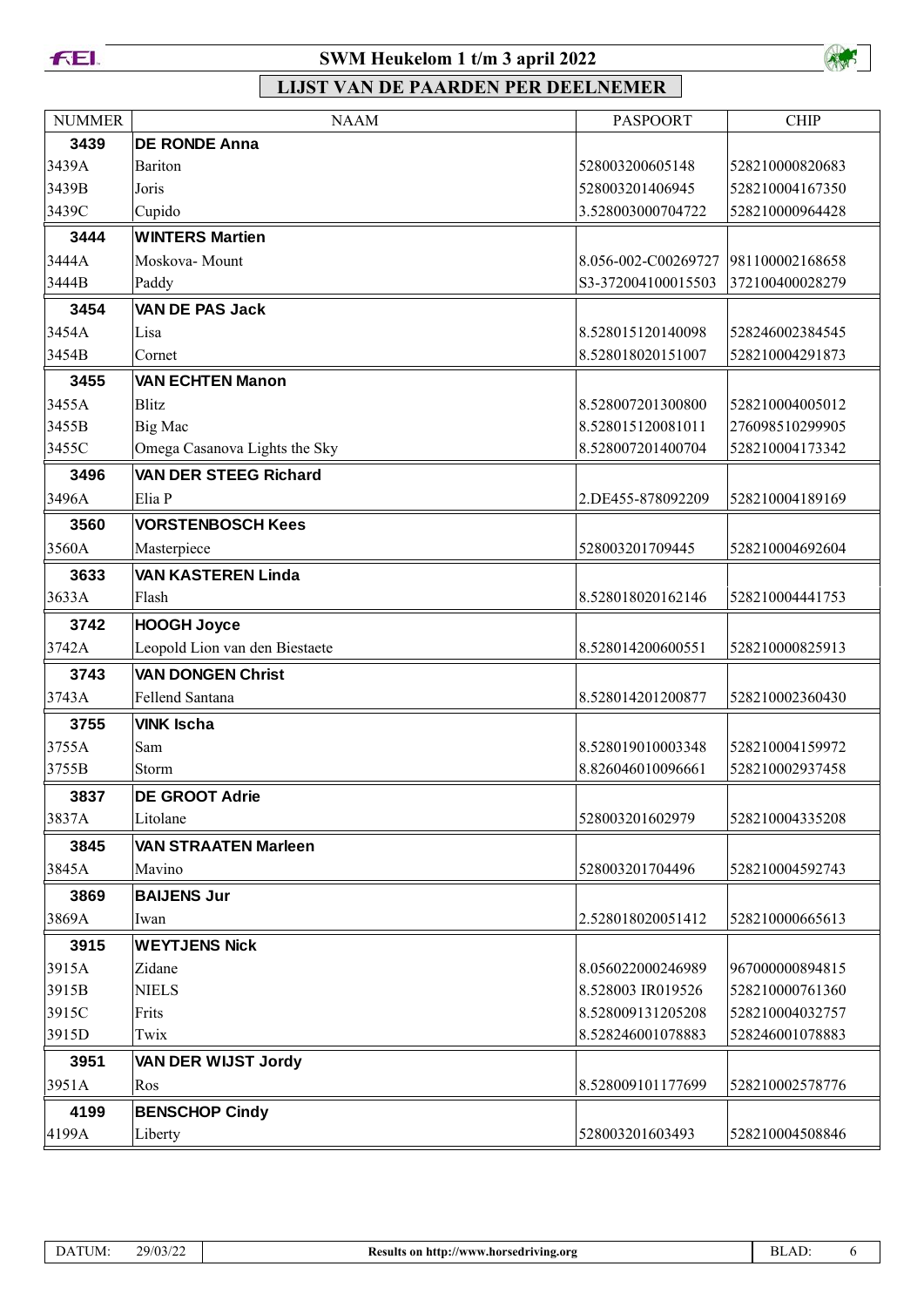# SWM Heukelom 1 t/m 3 april 2022

## LIJST VAN DE PAARDEN PER DEELNEMER

| NUMMER | NAAM | PASPOORT | CHIP |
|---|---|---|---|
| **3439** | **DE RONDE Anna** | | |
| 3439A | Bariton | 528003200605148 | 528210000820683 |
| 3439B | Joris | 528003201406945 | 528210004167350 |
| 3439C | Cupido | 3.528003000704722 | 528210000964428 |
| **3444** | **WINTERS Martien** | | |
| 3444A | Moskova- Mount | 8.056-002-C00269727 | 981100002168658 |
| 3444B | Paddy | S3-372004100015503 | 372100400028279 |
| **3454** | **VAN DE PAS Jack** | | |
| 3454A | Lisa | 8.528015120140098 | 528246002384545 |
| 3454B | Cornet | 8.528018020151007 | 528210004291873 |
| **3455** | **VAN ECHTEN Manon** | | |
| 3455A | Blitz | 8.528007201300800 | 528210004005012 |
| 3455B | Big Mac | 8.528015120081011 | 276098510299905 |
| 3455C | Omega Casanova Lights the Sky | 8.528007201400704 | 528210004173342 |
| **3496** | **VAN DER STEEG Richard** | | |
| 3496A | Elia P | 2.DE455-878092209 | 528210004189169 |
| **3560** | **VORSTENBOSCH Kees** | | |
| 3560A | Masterpiece | 528003201709445 | 528210004692604 |
| **3633** | **VAN KASTEREN Linda** | | |
| 3633A | Flash | 8.528018020162146 | 528210004441753 |
| **3742** | **HOOGH Joyce** | | |
| 3742A | Leopold Lion van den Biestaete | 8.528014200600551 | 528210000825913 |
| **3743** | **VAN DONGEN Christ** | | |
| 3743A | Fellend Santana | 8.528014201200877 | 528210002360430 |
| **3755** | **VINK Ischa** | | |
| 3755A | Sam | 8.528019010003348 | 528210004159972 |
| 3755B | Storm | 8.826046010096661 | 528210002937458 |
| **3837** | **DE GROOT Adrie** | | |
| 3837A | Litolane | 528003201602979 | 528210004335208 |
| **3845** | **VAN STRAATEN Marleen** | | |
| 3845A | Mavino | 528003201704496 | 528210004592743 |
| **3869** | **BAIJENS Jur** | | |
| 3869A | Iwan | 2.528018020051412 | 528210000665613 |
| **3915** | **WEYTJENS Nick** | | |
| 3915A | Zidane | 8.056022000246989 | 967000000894815 |
| 3915B | NIELS | 8.528003 IR019526 | 528210000761360 |
| 3915C | Frits | 8.528009131205208 | 528210004032757 |
| 3915D | Twix | 8.528246001078883 | 528246001078883 |
| **3951** | **VAN DER WIJST Jordy** | | |
| 3951A | Ros | 8.528009101177699 | 528210002578776 |
| **4199** | **BENSCHOP Cindy** | | |
| 4199A | Liberty | 528003201603493 | 528210004508846 |

DATUM: 29/03/22 — Results on http://www.horsedriving.org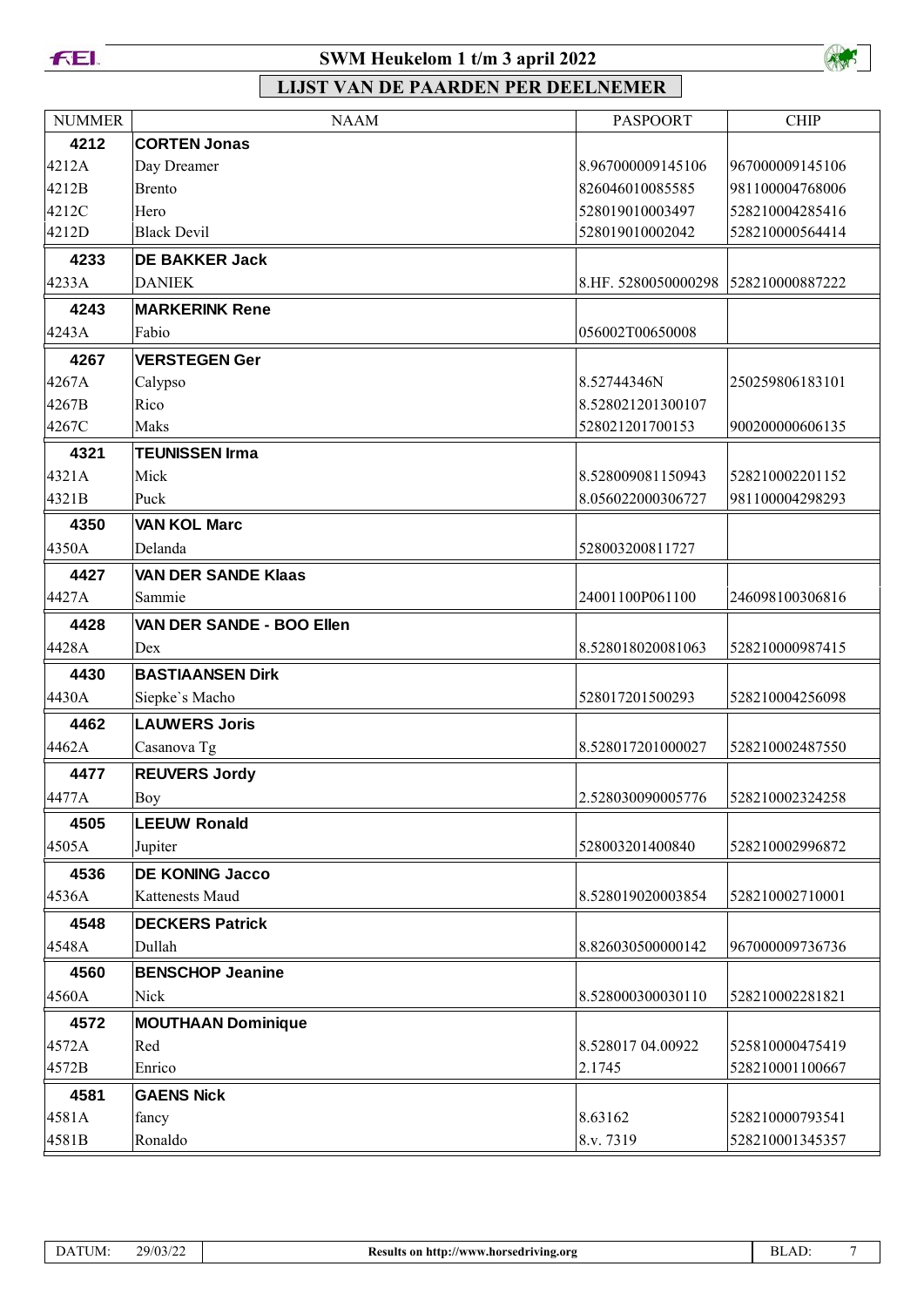# SWM Heukelom 1 t/m 3 april 2022

## LIJST VAN DE PAARDEN PER DEELNEMER

| NUMMER | NAAM | PASPOORT | CHIP |
|---|---|---|---|
| **4212** | **CORTEN Jonas** | | |
| 4212A | Day Dreamer | 8.967000009145106 | 967000009145106 |
| 4212B | Brento | 826046010085585 | 981100004768006 |
| 4212C | Hero | 528019010003497 | 528210004285416 |
| 4212D | Black Devil | 528019010002042 | 528210000564414 |
| **4233** | **DE BAKKER Jack** | | |
| 4233A | DANIEK | 8.HF. 5280050000298 | 528210000887222 |
| **4243** | **MARKERINK Rene** | | |
| 4243A | Fabio | 056002T00650008 | |
| **4267** | **VERSTEGEN Ger** | | |
| 4267A | Calypso | 8.52744346N | 250259806183101 |
| 4267B | Rico | 8.528021201300107 | |
| 4267C | Maks | 528021201700153 | 900200000606135 |
| **4321** | **TEUNISSEN Irma** | | |
| 4321A | Mick | 8.528009081150943 | 528210002201152 |
| 4321B | Puck | 8.056022000306727 | 981100004298293 |
| **4350** | **VAN KOL Marc** | | |
| 4350A | Delanda | 528003200811727 | |
| **4427** | **VAN DER SANDE Klaas** | | |
| 4427A | Sammie | 24001100P061100 | 246098100306816 |
| **4428** | **VAN DER SANDE - BOO Ellen** | | |
| 4428A | Dex | 8.528018020081063 | 528210000987415 |
| **4430** | **BASTIAANSEN Dirk** | | |
| 4430A | Siepke`s Macho | 528017201500293 | 528210004256098 |
| **4462** | **LAUWERS Joris** | | |
| 4462A | Casanova Tg | 8.528017201000027 | 528210002487550 |
| **4477** | **REUVERS Jordy** | | |
| 4477A | Boy | 2.528030090005776 | 528210002324258 |
| **4505** | **LEEUW Ronald** | | |
| 4505A | Jupiter | 528003201400840 | 528210002996872 |
| **4536** | **DE KONING Jacco** | | |
| 4536A | Kattenests Maud | 8.528019020003854 | 528210002710001 |
| **4548** | **DECKERS Patrick** | | |
| 4548A | Dullah | 8.826030500000142 | 967000009736736 |
| **4560** | **BENSCHOP Jeanine** | | |
| 4560A | Nick | 8.528000300030110 | 528210002281821 |
| **4572** | **MOUTHAAN Dominique** | | |
| 4572A | Red | 8.528017 04.00922 | 525810000475419 |
| 4572B | Enrico | 2.1745 | 528210001100667 |
| **4581** | **GAENS Nick** | | |
| 4581A | fancy | 8.63162 | 528210000793541 |
| 4581B | Ronaldo | 8.v. 7319 | 528210001345357 |

DATUM: 29/03/22 — Results on http://www.horsedriving.org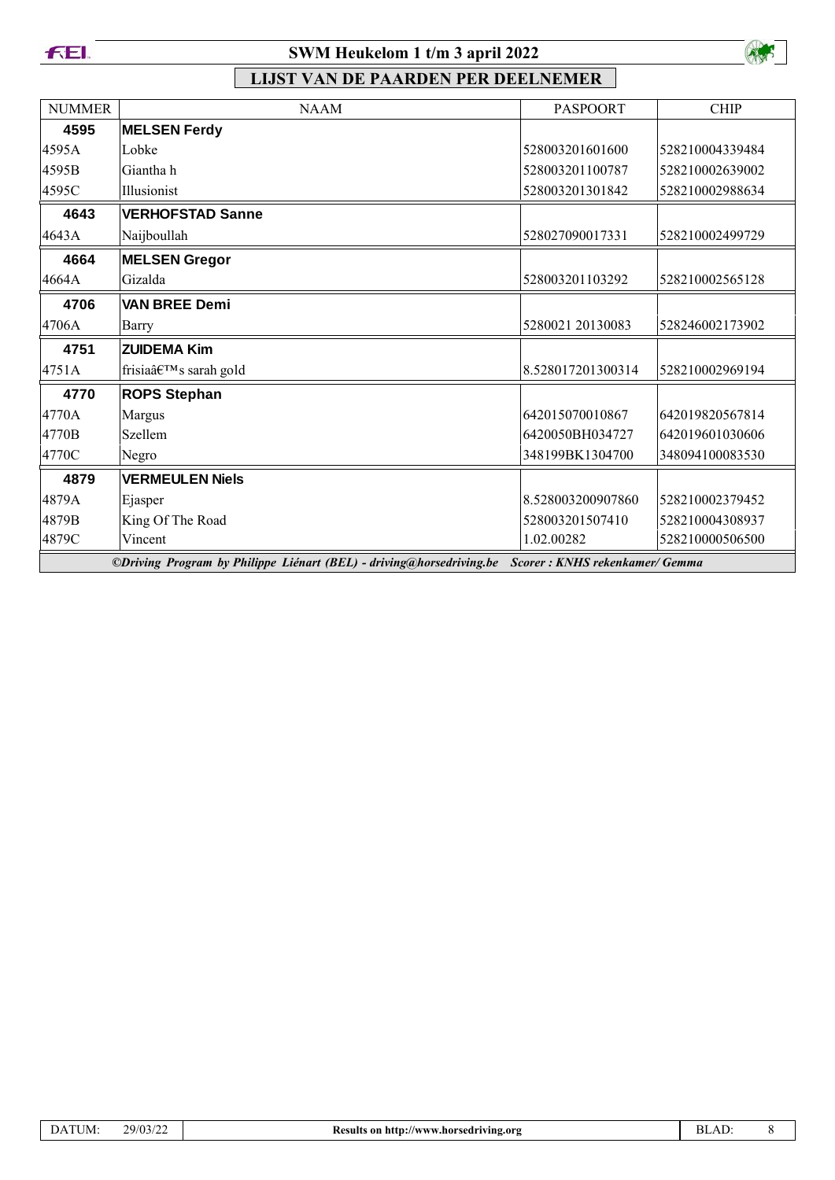## SWM Heukelom 1 t/m 3 april 2022

## LIJST VAN DE PAARDEN PER DEELNEMER

| NUMMER | NAAM | PASPOORT | CHIP |
|---|---|---|---|
| **4595** | **MELSEN Ferdy** | | |
| 4595A | Lobke | 528003201601600 | 528210004339484 |
| 4595B | Giantha h | 528003201100787 | 528210002639002 |
| 4595C | Illusionist | 528003201301842 | 528210002988634 |
| **4643** | **VERHOFSTAD Sanne** | | |
| 4643A | Naijboullah | 528027090017331 | 528210002499729 |
| **4664** | **MELSEN Gregor** | | |
| 4664A | Gizalda | 528003201103292 | 528210002565128 |
| **4706** | **VAN BREE Demi** | | |
| 4706A | Barry | 5280021 20130083 | 528246002173902 |
| **4751** | **ZUIDEMA Kim** | | |
| 4751A | frisiaâ€™s sarah gold | 8.528017201300314 | 528210002969194 |
| **4770** | **ROPS Stephan** | | |
| 4770A | Margus | 642015070010867 | 642019820567814 |
| 4770B | Szellem | 6420050BH034727 | 642019601030606 |
| 4770C | Negro | 348199BK1304700 | 348094100083530 |
| **4879** | **VERMEULEN Niels** | | |
| 4879A | Ejasper | 8.528003200907860 | 528210002379452 |
| 4879B | King Of The Road | 528003201507410 | 528210004308937 |
| 4879C | Vincent | 1.02.00282 | 528210000506500 |

*©Driving Program by Philippe Liénart (BEL) - driving@horsedriving.be Scorer : KNHS rekenkamer/ Gemma*

DATUM: 29/03/22 Results on http://www.horsedriving.org BLAD: 8